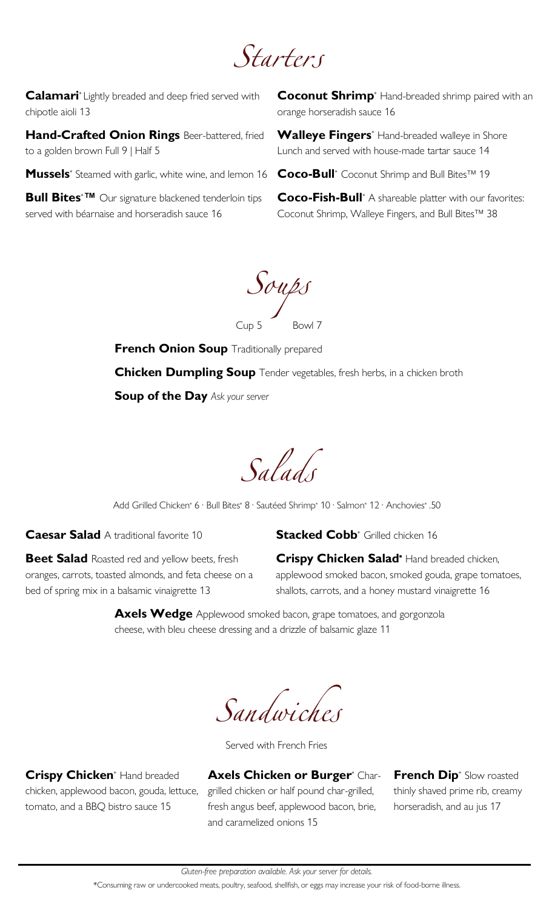# *Starters*

**Calamari*** Lightly breaded and deep fried served with chipotle aioli 13

**Hand-Crafted Onion Rings** Beer-battered, fried to a golden brown Full 9 | Half 5

**Mussels*** Steamed with garlic, white wine, and lemon 16

**Bull Bites*™** Our signature blackened tenderloin tips served with béarnaise and horseradish sauce 16

**Coconut Shrimp*** Hand-breaded shrimp paired with an orange horseradish sauce 16

**Walleye Fingers*** Hand-breaded walleye in Shore Lunch and served with house-made tartar sauce 14

**Coco-Bull*** Coconut Shrimp and Bull Bites™ 19

**Coco-Fish-Bull*** A shareable platter with our favorites: Coconut Shrimp, Walleye Fingers, and Bull Bites™ 38

# *Soups*

Cup 5 Bowl 7

**French Onion Soup** Traditionally prepared

**Chicken Dumpling Soup** Tender vegetables, fresh herbs, in a chicken broth

**Soup of the Day** *Ask your server*

# *Salads*

Add Grilled Chicken* 6 · Bull Bites* 8 · Sautéed Shrimp* 10 · Salmon* 12 · Anchovies* .50

**Caesar Salad** A traditional favorite 10

**Beet Salad** Roasted red and yellow beets, fresh oranges, carrots, toasted almonds, and feta cheese on a bed of spring mix in a balsamic vinaigrette 13

**Stacked Cobb*** Grilled chicken 16

**Crispy Chicken Salad*** Hand breaded chicken, applewood smoked bacon, smoked gouda, grape tomatoes, shallots, carrots, and a honey mustard vinaigrette 16

**Axels Wedge** Applewood smoked bacon, grape tomatoes, and gorgonzola cheese, with bleu cheese dressing and a drizzle of balsamic glaze 11

# *Sandwiches*

Served with French Fries

**Crispy Chicken*** Hand breaded chicken, applewood bacon, gouda, lettuce, tomato, and a BBQ bistro sauce 15

**Axels Chicken or Burger*** Char-grilled chicken or half pound char-grilled, fresh angus beef, applewood bacon, brie, and caramelized onions 15

**French Dip*** Slow roasted thinly shaved prime rib, creamy horseradish, and au jus 17

---

*Gluten-free preparation available. Ask your server for details.*

*Consuming raw or undercooked meats, poultry, seafood, shellfish, or eggs may increase your risk of food-borne illness.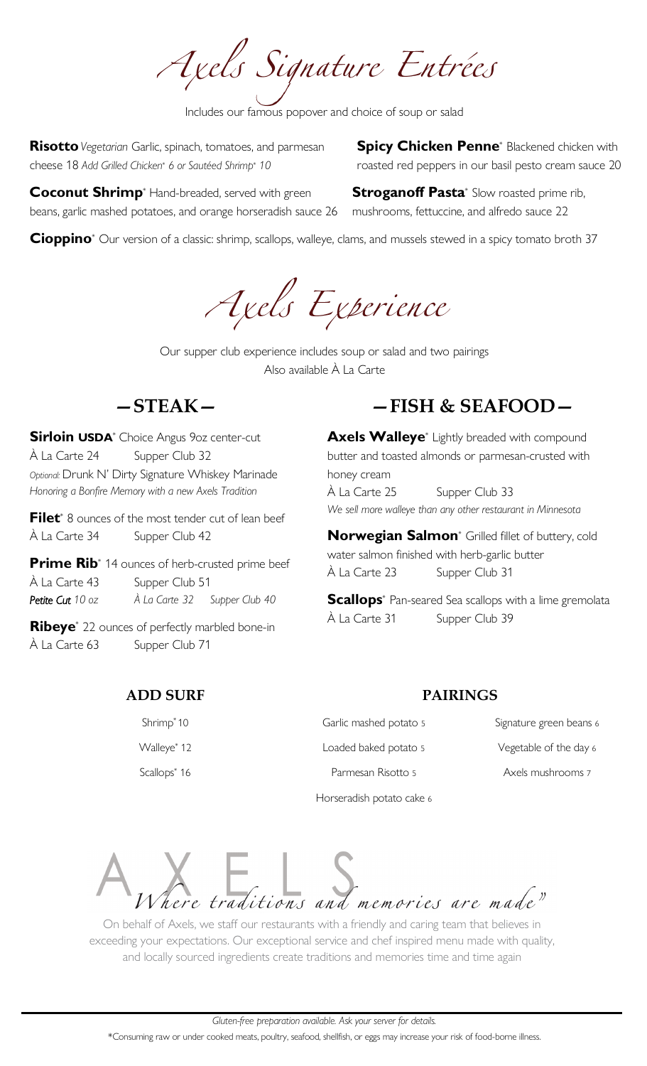# Axels Signature Entrées

Includes our famous popover and choice of soup or salad

**Risotto** *Vegetarian* Garlic, spinach, tomatoes, and parmesan cheese 18 *Add Grilled Chicken\* 6 or Sautéed Shrimp\* 10*

**Spicy Chicken Penne**\* Blackened chicken with roasted red peppers in our basil pesto cream sauce 20

**Coconut Shrimp**\* Hand-breaded, served with green beans, garlic mashed potatoes, and orange horseradish sauce 26

**Stroganoff Pasta**\* Slow roasted prime rib, mushrooms, fettuccine, and alfredo sauce 22

**Cioppino**\* Our version of a classic: shrimp, scallops, walleye, clams, and mussels stewed in a spicy tomato broth 37

# Axels Experience

Our supper club experience includes soup or salad and two pairings
Also available À La Carte

## —STEAK—

**Sirloin USDA**\* Choice Angus 9oz center-cut
À La Carte 24 Supper Club 32
*Optional: Drunk N' Dirty Signature Whiskey Marinade*
*Honoring a Bonfire Memory with a new Axels Tradition*

**Filet**\* 8 ounces of the most tender cut of lean beef
À La Carte 34 Supper Club 42

**Prime Rib**\* 14 ounces of herb-crusted prime beef
À La Carte 43 Supper Club 51
***Petite Cut** 10 oz* *À La Carte 32* *Supper Club 40*

**Ribeye**\* 22 ounces of perfectly marbled bone-in
À La Carte 63 Supper Club 71

## —FISH & SEAFOOD—

**Axels Walleye**\* Lightly breaded with compound butter and toasted almonds or parmesan-crusted with honey cream
À La Carte 25 Supper Club 33
*We sell more walleye than any other restaurant in Minnesota*

**Norwegian Salmon**\* Grilled fillet of buttery, cold water salmon finished with herb-garlic butter
À La Carte 23 Supper Club 31

**Scallops**\* Pan-seared Sea scallops with a lime gremolata
À La Carte 31 Supper Club 39

### ADD SURF

Shrimp\* 10
Walleye\* 12
Scallops\* 16

### PAIRINGS

Garlic mashed potato 5
Loaded baked potato 5
Parmesan Risotto 5
Horseradish potato cake 6
Signature green beans 6
Vegetable of the day 6
Axels mushrooms 7

AXELS

*Where traditions and memories are made"*

On behalf of Axels, we staff our restaurants with a friendly and caring team that believes in exceeding your expectations. Our exceptional service and chef inspired menu made with quality, and locally sourced ingredients create traditions and memories time and time again

*Gluten-free preparation available. Ask your server for details.*

\*Consuming raw or under cooked meats, poultry, seafood, shellfish, or eggs may increase your risk of food-borne illness.